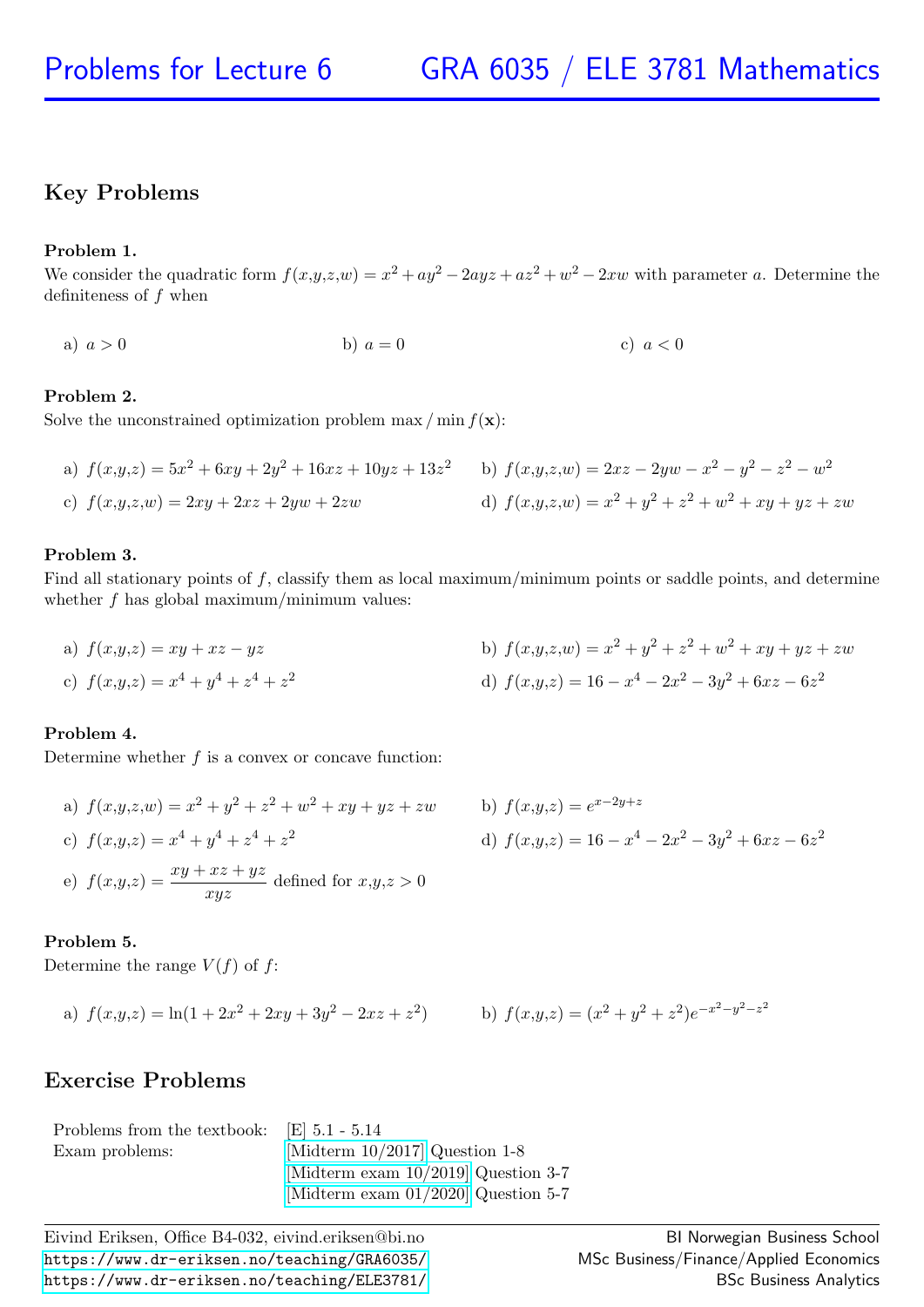# Problems for Lecture 6 — GRA 6035 / ELE 3781 Mathematics

## Key Problems

**Problem 1.**
We consider the quadratic form $f(x,y,z,w) = x^2 + ay^2 - 2ayz + az^2 + w^2 - 2xw$ with parameter $a$. Determine the definiteness of $f$ when

a) $a > 0$  b) $a = 0$  c) $a < 0$

**Problem 2.**
Solve the unconstrained optimization problem $\max / \min f(\mathbf{x})$:

a) $f(x,y,z) = 5x^2 + 6xy + 2y^2 + 16xz + 10yz + 13z^2$

b) $f(x,y,z,w) = 2xz - 2yw - x^2 - y^2 - z^2 - w^2$

c) $f(x,y,z,w) = 2xy + 2xz + 2yw + 2zw$

d) $f(x,y,z,w) = x^2 + y^2 + z^2 + w^2 + xy + yz + zw$

**Problem 3.**
Find all stationary points of $f$, classify them as local maximum/minimum points or saddle points, and determine whether $f$ has global maximum/minimum values:

a) $f(x,y,z) = xy + xz - yz$

b) $f(x,y,z,w) = x^2 + y^2 + z^2 + w^2 + xy + yz + zw$

c) $f(x,y,z) = x^4 + y^4 + z^4 + z^2$

d) $f(x,y,z) = 16 - x^4 - 2x^2 - 3y^2 + 6xz - 6z^2$

**Problem 4.**
Determine whether $f$ is a convex or concave function:

a) $f(x,y,z,w) = x^2 + y^2 + z^2 + w^2 + xy + yz + zw$

b) $f(x,y,z) = e^{x-2y+z}$

c) $f(x,y,z) = x^4 + y^4 + z^4 + z^2$

d) $f(x,y,z) = 16 - x^4 - 2x^2 - 3y^2 + 6xz - 6z^2$

e) $f(x,y,z) = \dfrac{xy + xz + yz}{xyz}$ defined for $x,y,z > 0$

**Problem 5.**
Determine the range $V(f)$ of $f$:

a) $f(x,y,z) = \ln(1 + 2x^2 + 2xy + 3y^2 - 2xz + z^2)$

b) $f(x,y,z) = (x^2 + y^2 + z^2)e^{-x^2-y^2-z^2}$

## Exercise Problems

| | |
|---|---|
| Problems from the textbook: | [E] 5.1 - 5.14 |
| Exam problems: | [Midterm 10/2017] Question 1-8 |
| | [Midterm exam 10/2019] Question 3-7 |
| | [Midterm exam 01/2020] Question 5-7 |

Eivind Eriksen, Office B4-032, eivind.eriksen@bi.no
https://www.dr-eriksen.no/teaching/GRA6035/
https://www.dr-eriksen.no/teaching/ELE3781/

BI Norwegian Business School
MSc Business/Finance/Applied Economics
BSc Business Analytics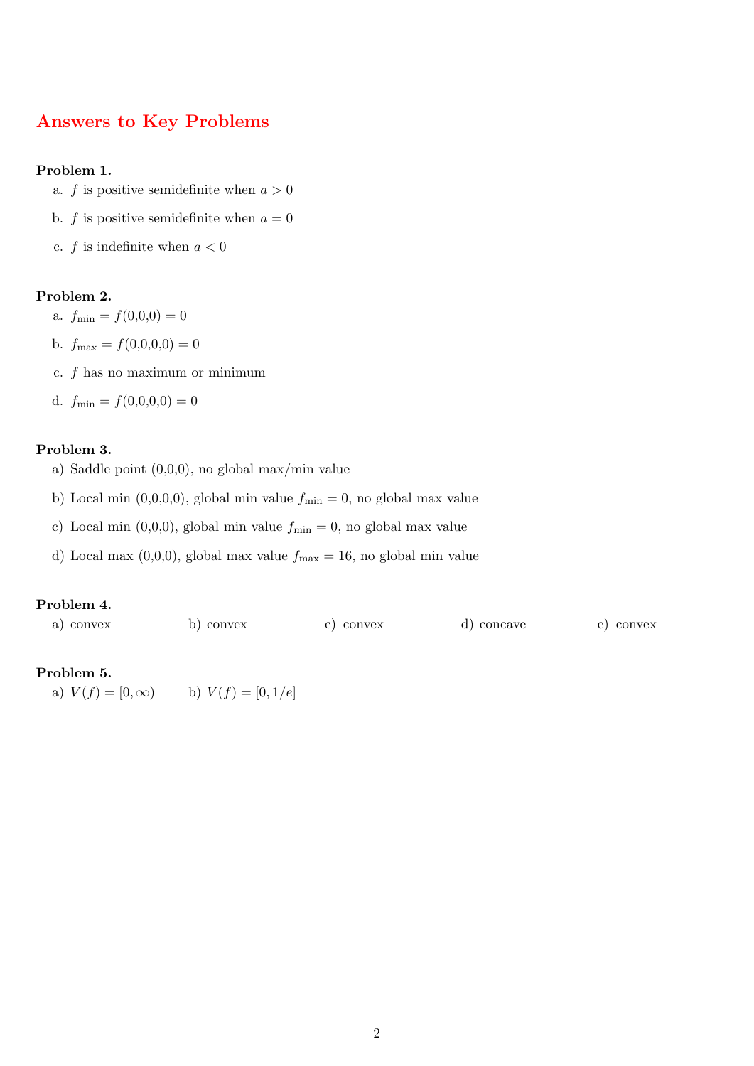## Answers to Key Problems

**Problem 1.**

a. $f$ is positive semidefinite when $a > 0$

b. $f$ is positive semidefinite when $a = 0$

c. $f$ is indefinite when $a < 0$

**Problem 2.**

a. $f_{\min} = f(0{,}0{,}0) = 0$

b. $f_{\max} = f(0{,}0{,}0{,}0) = 0$

c. $f$ has no maximum or minimum

d. $f_{\min} = f(0{,}0{,}0{,}0) = 0$

**Problem 3.**

a) Saddle point (0,0,0), no global max/min value

b) Local min (0,0,0,0), global min value $f_{\min} = 0$, no global max value

c) Local min (0,0,0), global min value $f_{\min} = 0$, no global max value

d) Local max (0,0,0), global max value $f_{\max} = 16$, no global min value

**Problem 4.**

a) convex    b) convex    c) convex    d) concave    e) convex

**Problem 5.**

a) $V(f) = [0, \infty)$    b) $V(f) = [0, 1/e]$